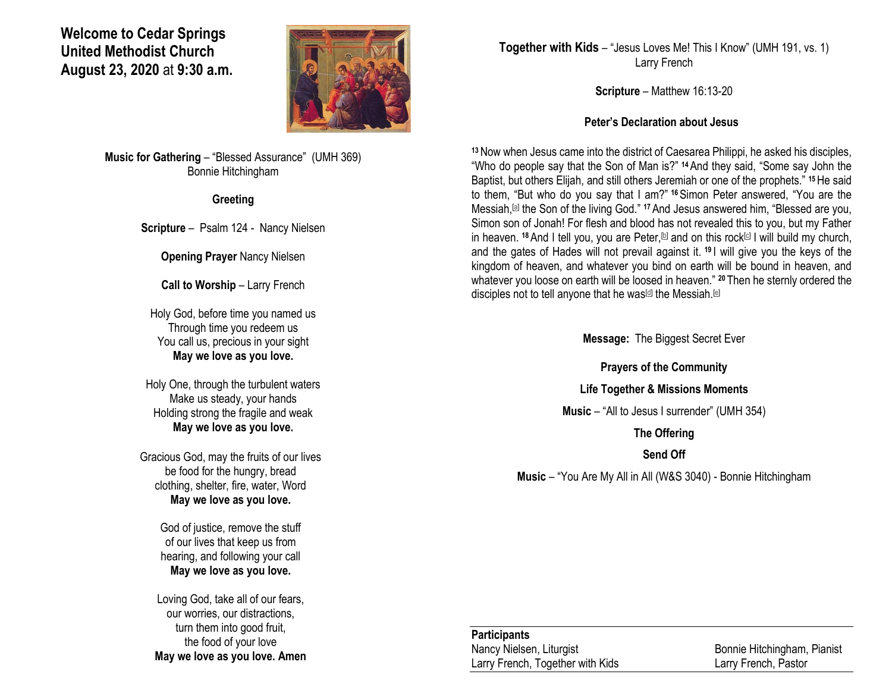# Welcome to Cedar Springs United Methodist Church
**August 23, 2020** at **9:30 a.m.**

**Music for Gathering** – "Blessed Assurance" (UMH 369)
Bonnie Hitchingham

**Greeting**

**Scripture** – Psalm 124 - Nancy Nielsen

**Opening Prayer** Nancy Nielsen

**Call to Worship** – Larry French

Holy God, before time you named us
Through time you redeem us
You call us, precious in your sight
**May we love as you love.**

Holy One, through the turbulent waters
Make us steady, your hands
Holding strong the fragile and weak
**May we love as you love.**

Gracious God, may the fruits of our lives
be food for the hungry, bread
clothing, shelter, fire, water, Word
**May we love as you love.**

God of justice, remove the stuff
of our lives that keep us from
hearing, and following your call
**May we love as you love.**

Loving God, take all of our fears,
our worries, our distractions,
turn them into good fruit,
the food of your love
**May we love as you love. Amen**

**Together with Kids** – "Jesus Loves Me! This I Know" (UMH 191, vs. 1)
Larry French

**Scripture** – Matthew 16:13-20

**Peter's Declaration about Jesus**

13 Now when Jesus came into the district of Caesarea Philippi, he asked his disciples, "Who do people say that the Son of Man is?" 14 And they said, "Some say John the Baptist, but others Elijah, and still others Jeremiah or one of the prophets." 15 He said to them, "But who do you say that I am?" 16 Simon Peter answered, "You are the Messiah,[a] the Son of the living God." 17 And Jesus answered him, "Blessed are you, Simon son of Jonah! For flesh and blood has not revealed this to you, but my Father in heaven. 18 And I tell you, you are Peter,[b] and on this rock[c] I will build my church, and the gates of Hades will not prevail against it. 19 I will give you the keys of the kingdom of heaven, and whatever you bind on earth will be bound in heaven, and whatever you loose on earth will be loosed in heaven." 20 Then he sternly ordered the disciples not to tell anyone that he was[d] the Messiah.[e]

**Message:** The Biggest Secret Ever

**Prayers of the Community**

**Life Together & Missions Moments**

**Music** – "All to Jesus I surrender" (UMH 354)

**The Offering**

**Send Off**

**Music** – "You Are My All in All (W&S 3040) - Bonnie Hitchingham

**Participants**

| | |
|---|---|
| Nancy Nielsen, Liturgist | Bonnie Hitchingham, Pianist |
| Larry French, Together with Kids | Larry French, Pastor |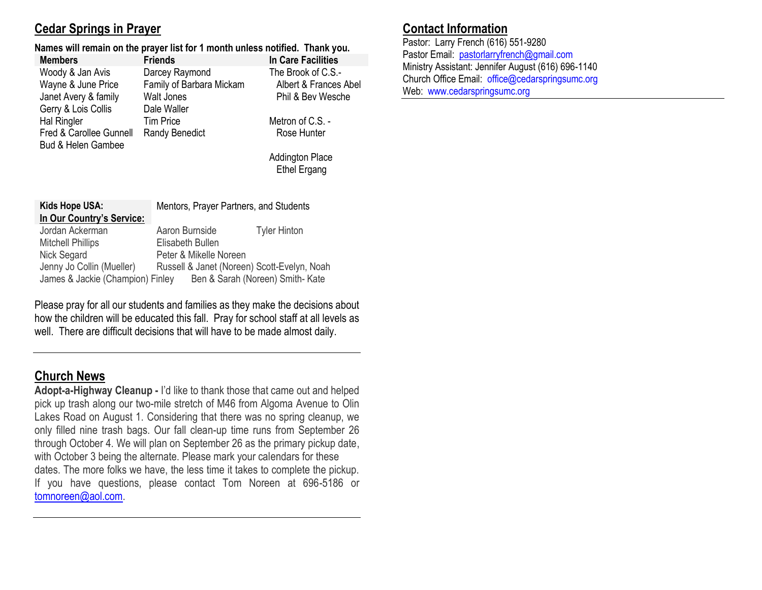## Cedar Springs in Prayer

**Names will remain on the prayer list for 1 month unless notified. Thank you.**

| **Members** | **Friends** | **In Care Facilities** |
|---|---|---|
| Woody & Jan Avis | Darcey Raymond | The Brook of C.S.- |
| Wayne & June Price | Family of Barbara Mickam | Albert & Frances Abel |
| Janet Avery & family | Walt Jones | Phil & Bev Wesche |
| Gerry & Lois Collis | Dale Waller | |
| Hal Ringler | Tim Price | Metron of C.S. - |
| Fred & Carollee Gunnell | Randy Benedict | Rose Hunter |
| Bud & Helen Gambee | | |
| | | Addington Place |
| | | Ethel Ergang |

**Kids Hope USA:** Mentors, Prayer Partners, and Students

**In Our Country's Service:**

| | | |
|---|---|---|
| Jordan Ackerman | Aaron Burnside | Tyler Hinton |
| Mitchell Phillips | Elisabeth Bullen | |
| Nick Segard | Peter & Mikelle Noreen | |
| Jenny Jo Collin (Mueller) | Russell & Janet (Noreen) Scott-Evelyn, Noah | |
| James & Jackie (Champion) Finley | Ben & Sarah (Noreen) Smith- Kate | |

Please pray for all our students and families as they make the decisions about how the children will be educated this fall. Pray for school staff at all levels as well. There are difficult decisions that will have to be made almost daily.

---

## Church News

**Adopt-a-Highway Cleanup -** I'd like to thank those that came out and helped pick up trash along our two-mile stretch of M46 from Algoma Avenue to Olin Lakes Road on August 1. Considering that there was no spring cleanup, we only filled nine trash bags. Our fall clean-up time runs from September 26 through October 4. We will plan on September 26 as the primary pickup date, with October 3 being the alternate. Please mark your calendars for these dates. The more folks we have, the less time it takes to complete the pickup. If you have questions, please contact Tom Noreen at 696-5186 or tomnoreen@aol.com.

---

## Contact Information

Pastor: Larry French (616) 551-9280
Pastor Email: pastorlarryfrench@gmail.com
Ministry Assistant: Jennifer August (616) 696-1140
Church Office Email: office@cedarspringsumc.org
Web: www.cedarspringsumc.org